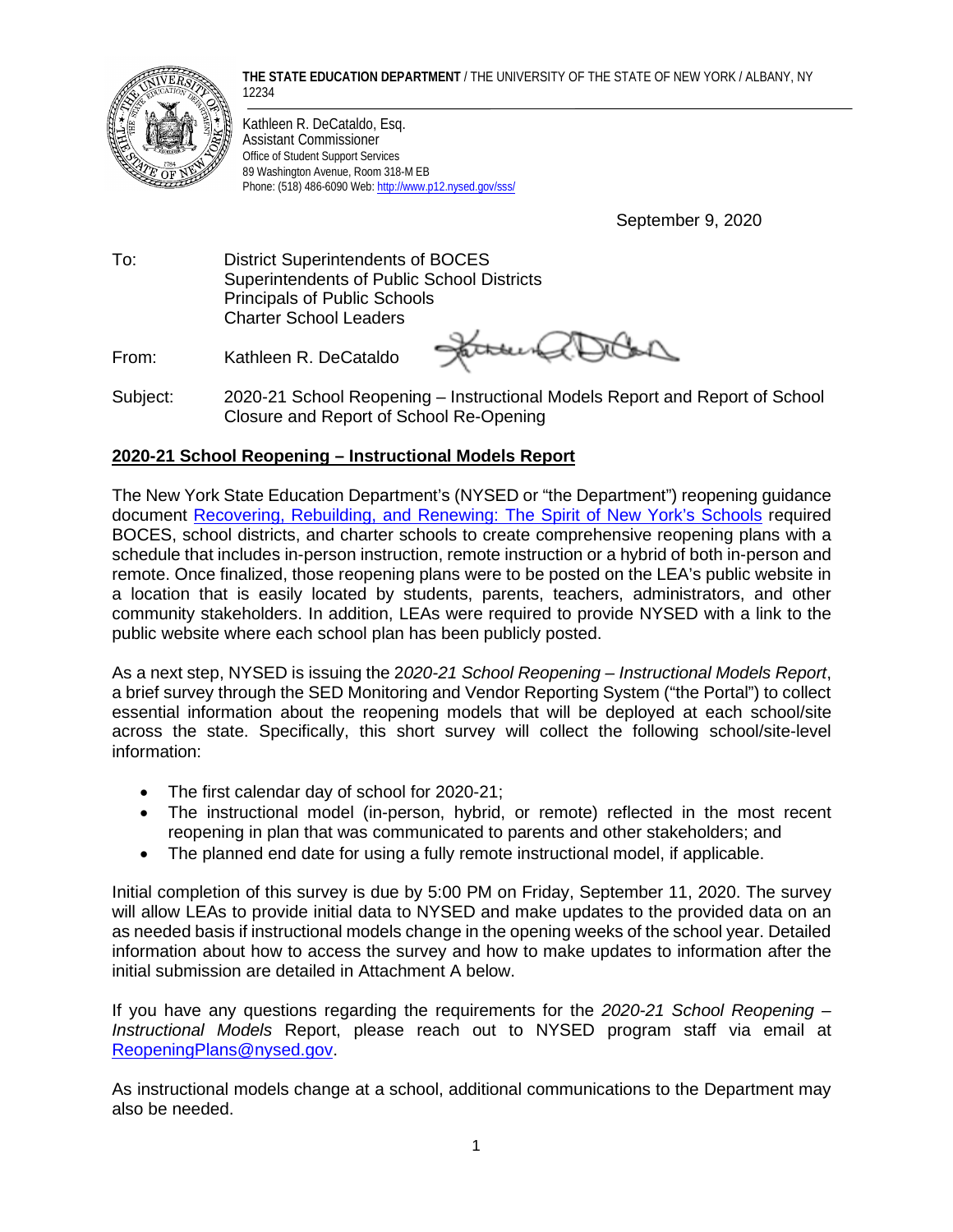**THE STATE EDUCATION DEPARTMENT** / THE UNIVERSITY OF THE STATE OF NEW YORK / ALBANY, NY 12234

Kathleen R. DeCataldo, Esq.
Assistant Commissioner
Office of Student Support Services
89 Washington Avenue, Room 318-M EB
Phone: (518) 486-6090 Web: http://www.p12.nysed.gov/sss/

September 9, 2020

To: District Superintendents of BOCES
Superintendents of Public School Districts
Principals of Public Schools
Charter School Leaders

From: Kathleen R. DeCataldo

Subject: 2020-21 School Reopening – Instructional Models Report and Report of School Closure and Report of School Re-Opening

## 2020-21 School Reopening – Instructional Models Report

The New York State Education Department's (NYSED or "the Department") reopening guidance document [Recovering, Rebuilding, and Renewing: The Spirit of New York's Schools] required BOCES, school districts, and charter schools to create comprehensive reopening plans with a schedule that includes in-person instruction, remote instruction or a hybrid of both in-person and remote. Once finalized, those reopening plans were to be posted on the LEA's public website in a location that is easily located by students, parents, teachers, administrators, and other community stakeholders. In addition, LEAs were required to provide NYSED with a link to the public website where each school plan has been publicly posted.

As a next step, NYSED is issuing the *2020-21 School Reopening – Instructional Models Report*, a brief survey through the SED Monitoring and Vendor Reporting System ("the Portal") to collect essential information about the reopening models that will be deployed at each school/site across the state. Specifically, this short survey will collect the following school/site-level information:

- The first calendar day of school for 2020-21;
- The instructional model (in-person, hybrid, or remote) reflected in the most recent reopening in plan that was communicated to parents and other stakeholders; and
- The planned end date for using a fully remote instructional model, if applicable.

Initial completion of this survey is due by 5:00 PM on Friday, September 11, 2020. The survey will allow LEAs to provide initial data to NYSED and make updates to the provided data on an as needed basis if instructional models change in the opening weeks of the school year. Detailed information about how to access the survey and how to make updates to information after the initial submission are detailed in Attachment A below.

If you have any questions regarding the requirements for the *2020-21 School Reopening – Instructional Models* Report, please reach out to NYSED program staff via email at ReopeningPlans@nysed.gov.

As instructional models change at a school, additional communications to the Department may also be needed.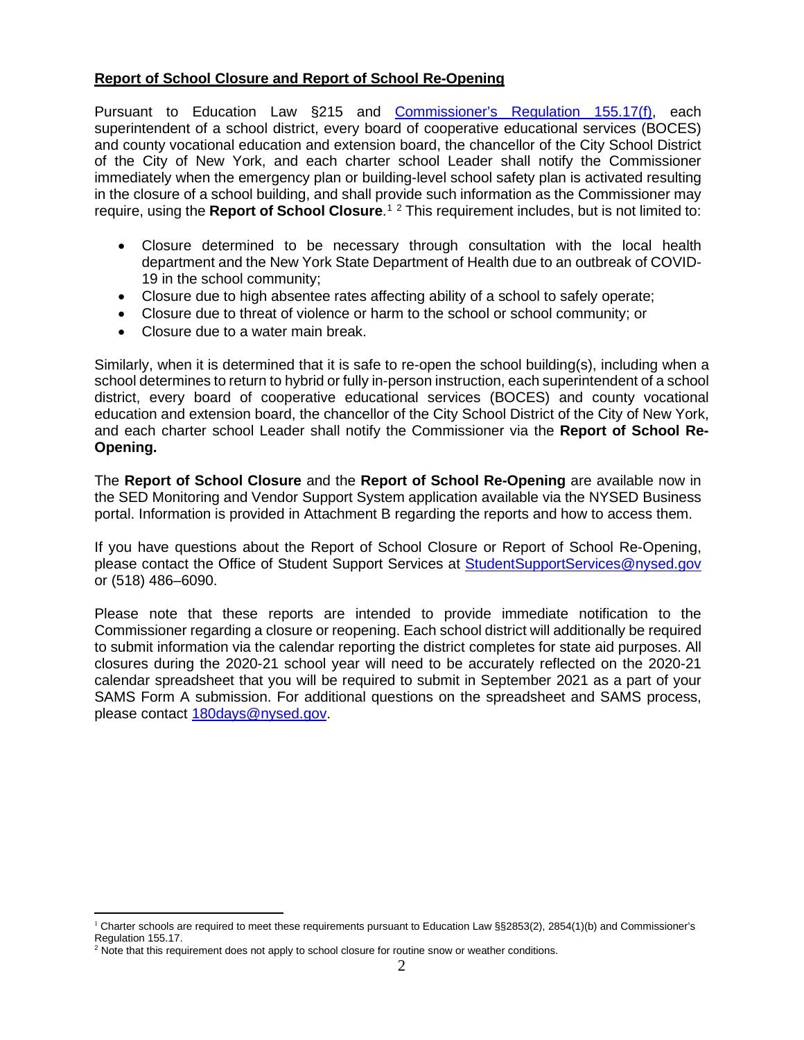## **Report of School Closure and Report of School Re-Opening**

Pursuant to Education Law §215 and [Commissioner's Regulation 155.17(f)](), each superintendent of a school district, every board of cooperative educational services (BOCES) and county vocational education and extension board, the chancellor of the City School District of the City of New York, and each charter school Leader shall notify the Commissioner immediately when the emergency plan or building-level school safety plan is activated resulting in the closure of a school building, and shall provide such information as the Commissioner may require, using the **Report of School Closure**.[1] [2] This requirement includes, but is not limited to:

- Closure determined to be necessary through consultation with the local health department and the New York State Department of Health due to an outbreak of COVID-19 in the school community;
- Closure due to high absentee rates affecting ability of a school to safely operate;
- Closure due to threat of violence or harm to the school or school community; or
- Closure due to a water main break.

Similarly, when it is determined that it is safe to re-open the school building(s), including when a school determines to return to hybrid or fully in-person instruction, each superintendent of a school district, every board of cooperative educational services (BOCES) and county vocational education and extension board, the chancellor of the City School District of the City of New York, and each charter school Leader shall notify the Commissioner via the **Report of School Re-Opening.**

The **Report of School Closure** and the **Report of School Re-Opening** are available now in the SED Monitoring and Vendor Support System application available via the NYSED Business portal. Information is provided in Attachment B regarding the reports and how to access them.

If you have questions about the Report of School Closure or Report of School Re-Opening, please contact the Office of Student Support Services at [StudentSupportServices@nysed.gov]() or (518) 486–6090.

Please note that these reports are intended to provide immediate notification to the Commissioner regarding a closure or reopening. Each school district will additionally be required to submit information via the calendar reporting the district completes for state aid purposes. All closures during the 2020-21 school year will need to be accurately reflected on the 2020-21 calendar spreadsheet that you will be required to submit in September 2021 as a part of your SAMS Form A submission. For additional questions on the spreadsheet and SAMS process, please contact [180days@nysed.gov]().

---

[1] Charter schools are required to meet these requirements pursuant to Education Law §§2853(2), 2854(1)(b) and Commissioner's Regulation 155.17.

[2] Note that this requirement does not apply to school closure for routine snow or weather conditions.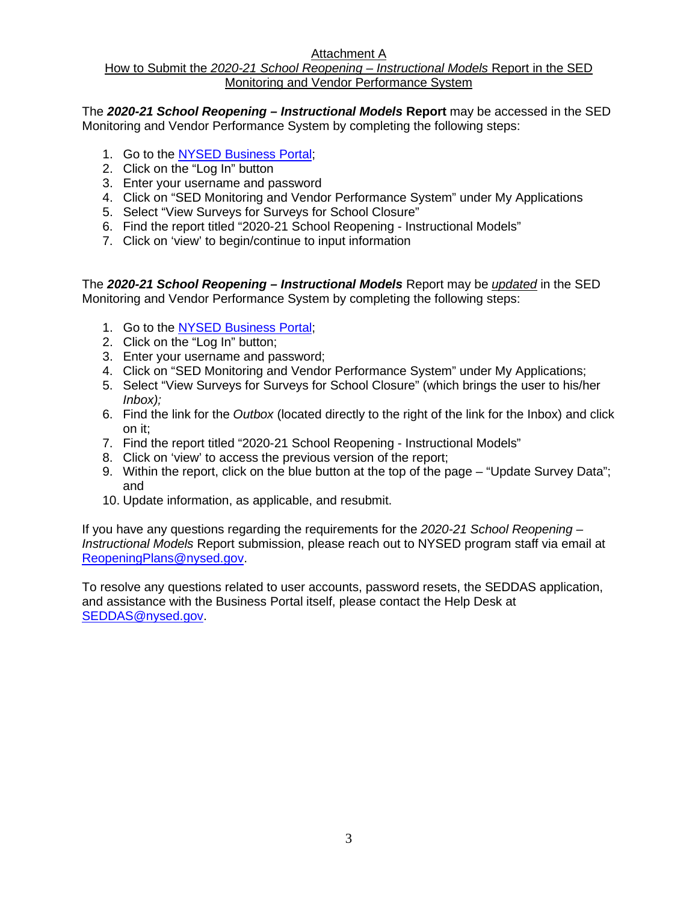# Attachment A

## How to Submit the *2020-21 School Reopening – Instructional Models* Report in the SED Monitoring and Vendor Performance System

The ***2020-21 School Reopening – Instructional Models* Report** may be accessed in the SED Monitoring and Vendor Performance System by completing the following steps:

1. Go to the NYSED Business Portal;
2. Click on the "Log In" button
3. Enter your username and password
4. Click on "SED Monitoring and Vendor Performance System" under My Applications
5. Select "View Surveys for Surveys for School Closure"
6. Find the report titled "2020-21 School Reopening - Instructional Models"
7. Click on 'view' to begin/continue to input information

The ***2020-21 School Reopening – Instructional Models*** Report may be *updated* in the SED Monitoring and Vendor Performance System by completing the following steps:

1. Go to the NYSED Business Portal;
2. Click on the "Log In" button;
3. Enter your username and password;
4. Click on "SED Monitoring and Vendor Performance System" under My Applications;
5. Select "View Surveys for Surveys for School Closure" (which brings the user to his/her *Inbox);*
6. Find the link for the *Outbox* (located directly to the right of the link for the Inbox) and click on it;
7. Find the report titled "2020-21 School Reopening - Instructional Models"
8. Click on 'view' to access the previous version of the report;
9. Within the report, click on the blue button at the top of the page – "Update Survey Data"; and
10. Update information, as applicable, and resubmit.

If you have any questions regarding the requirements for the *2020-21 School Reopening – Instructional Models* Report submission, please reach out to NYSED program staff via email at ReopeningPlans@nysed.gov.

To resolve any questions related to user accounts, password resets, the SEDDAS application, and assistance with the Business Portal itself, please contact the Help Desk at SEDDAS@nysed.gov.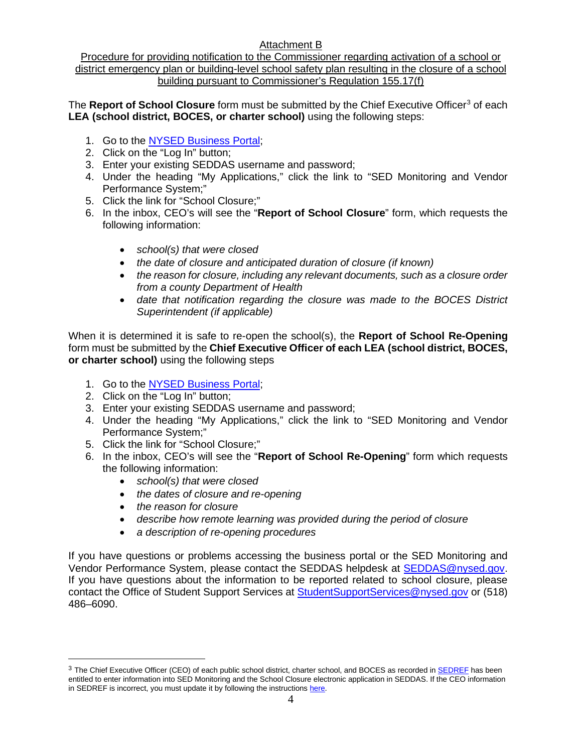Attachment B

Procedure for providing notification to the Commissioner regarding activation of a school or district emergency plan or building-level school safety plan resulting in the closure of a school building pursuant to Commissioner's Regulation 155.17(f)

The **Report of School Closure** form must be submitted by the Chief Executive Officer[3] of each **LEA (school district, BOCES, or charter school)** using the following steps:

1. Go to the NYSED Business Portal;
2. Click on the "Log In" button;
3. Enter your existing SEDDAS username and password;
4. Under the heading "My Applications," click the link to "SED Monitoring and Vendor Performance System;"
5. Click the link for "School Closure;"
6. In the inbox, CEO's will see the "**Report of School Closure**" form, which requests the following information:
   - *school(s) that were closed*
   - *the date of closure and anticipated duration of closure (if known)*
   - *the reason for closure, including any relevant documents, such as a closure order from a county Department of Health*
   - *date that notification regarding the closure was made to the BOCES District Superintendent (if applicable)*

When it is determined it is safe to re-open the school(s), the **Report of School Re-Opening** form must be submitted by the **Chief Executive Officer of each LEA (school district, BOCES, or charter school)** using the following steps

1. Go to the NYSED Business Portal;
2. Click on the "Log In" button;
3. Enter your existing SEDDAS username and password;
4. Under the heading "My Applications," click the link to "SED Monitoring and Vendor Performance System;"
5. Click the link for "School Closure;"
6. In the inbox, CEO's will see the "**Report of School Re-Opening**" form which requests the following information:
   - *school(s) that were closed*
   - *the dates of closure and re-opening*
   - *the reason for closure*
   - *describe how remote learning was provided during the period of closure*
   - *a description of re-opening procedures*

If you have questions or problems accessing the business portal or the SED Monitoring and Vendor Performance System, please contact the SEDDAS helpdesk at SEDDAS@nysed.gov. If you have questions about the information to be reported related to school closure, please contact the Office of Student Support Services at StudentSupportServices@nysed.gov or (518) 486–6090.

[3] The Chief Executive Officer (CEO) of each public school district, charter school, and BOCES as recorded in SEDREF has been entitled to enter information into SED Monitoring and the School Closure electronic application in SEDDAS. If the CEO information in SEDREF is incorrect, you must update it by following the instructions here.